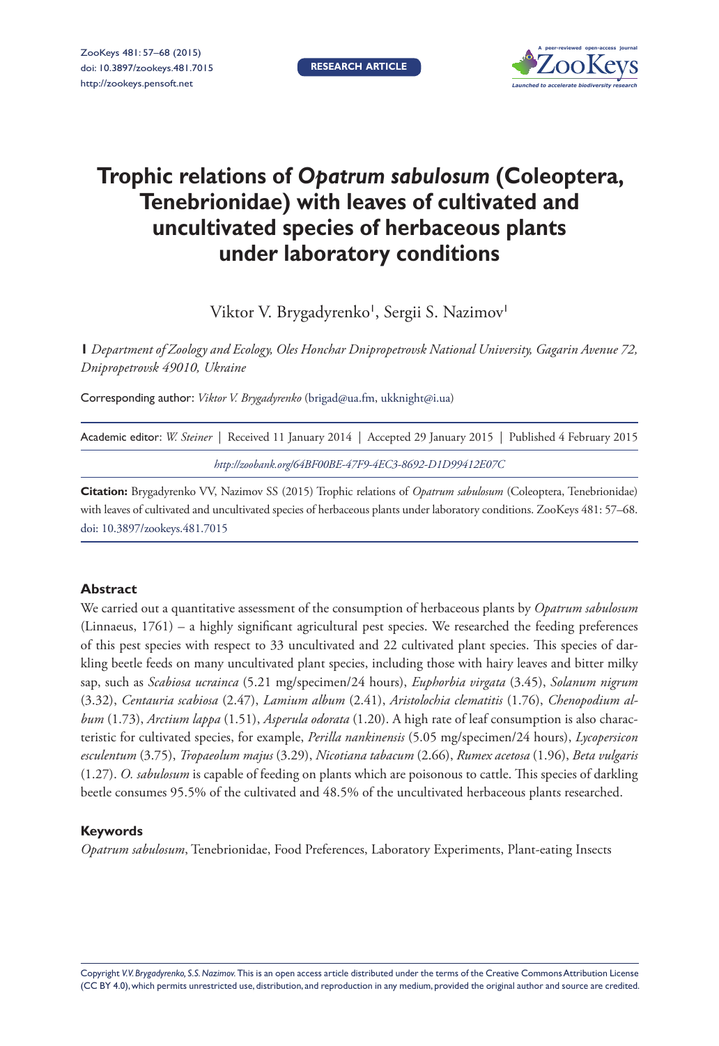RESEARCH ARTICLE

# Trophic relations of *Opatrum sabulosum* (Coleoptera, Tenebrionidae) with leaves of cultivated and uncultivated species of herbaceous plants under laboratory conditions

Viktor V. Brygadyrenko[1], Sergii S. Nazimov[1]

**1** *Department of Zoology and Ecology, Oles Honchar Dnipropetrovsk National University, Gagarin Avenue 72, Dnipropetrovsk 49010, Ukraine*

Corresponding author: *Viktor V. Brygadyrenko* (brigad@ua.fm, ukknight@i.ua)

Academic editor: *W. Steiner* | Received 11 January 2014 | Accepted 29 January 2015 | Published 4 February 2015

*http://zoobank.org/64BF00BE-47F9-4EC3-8692-D1D99412E07C*

**Citation:** Brygadyrenko VV, Nazimov SS (2015) Trophic relations of *Opatrum sabulosum* (Coleoptera, Tenebrionidae) with leaves of cultivated and uncultivated species of herbaceous plants under laboratory conditions. ZooKeys 481: 57–68. doi: 10.3897/zookeys.481.7015

## Abstract

We carried out a quantitative assessment of the consumption of herbaceous plants by *Opatrum sabulosum* (Linnaeus, 1761) – a highly significant agricultural pest species. We researched the feeding preferences of this pest species with respect to 33 uncultivated and 22 cultivated plant species. This species of darkling beetle feeds on many uncultivated plant species, including those with hairy leaves and bitter milky sap, such as *Scabiosa ucrainca* (5.21 mg/specimen/24 hours), *Euphorbia virgata* (3.45), *Solanum nigrum* (3.32), *Centauria scabiosa* (2.47), *Lamium album* (2.41), *Aristolochia clematitis* (1.76), *Chenopodium album* (1.73), *Arctium lappa* (1.51), *Asperula odorata* (1.20). A high rate of leaf consumption is also characteristic for cultivated species, for example, *Perilla nankinensis* (5.05 mg/specimen/24 hours), *Lycopersicon esculentum* (3.75), *Tropaeolum majus* (3.29), *Nicotiana tabacum* (2.66), *Rumex acetosa* (1.96), *Beta vulgaris* (1.27). *O. sabulosum* is capable of feeding on plants which are poisonous to cattle. This species of darkling beetle consumes 95.5% of the cultivated and 48.5% of the uncultivated herbaceous plants researched.

## Keywords

*Opatrum sabulosum*, Tenebrionidae, Food Preferences, Laboratory Experiments, Plant-eating Insects

Copyright *V.V. Brygadyrenko, S.S. Nazimov.* This is an open access article distributed under the terms of the Creative Commons Attribution License (CC BY 4.0), which permits unrestricted use, distribution, and reproduction in any medium, provided the original author and source are credited.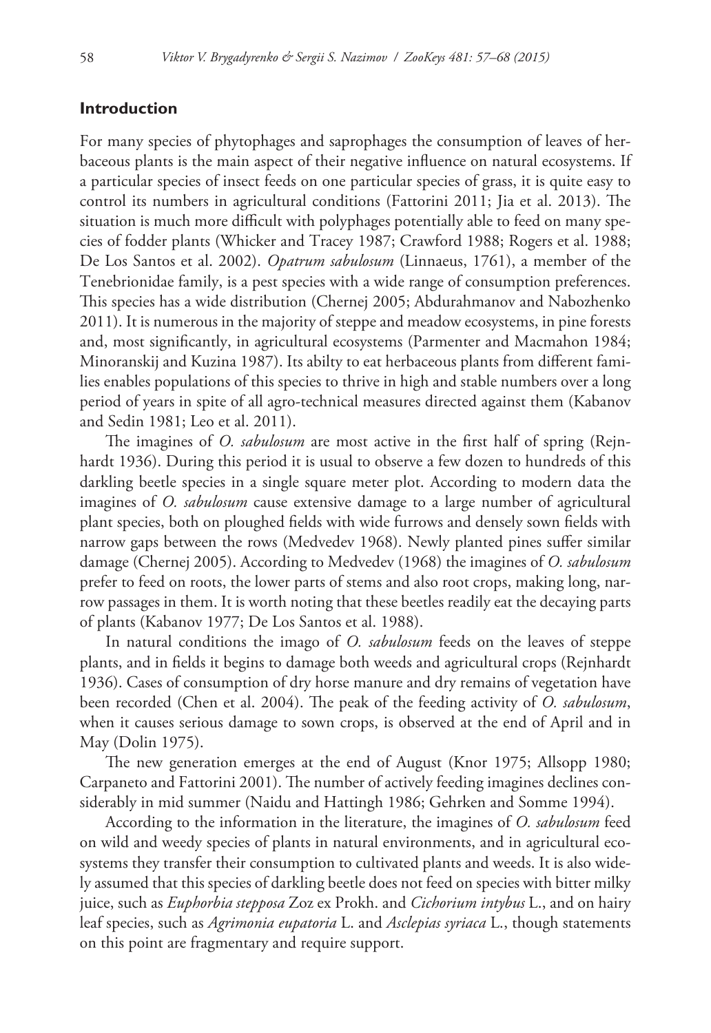## Introduction

For many species of phytophages and saprophages the consumption of leaves of herbaceous plants is the main aspect of their negative influence on natural ecosystems. If a particular species of insect feeds on one particular species of grass, it is quite easy to control its numbers in agricultural conditions (Fattorini 2011; Jia et al. 2013). The situation is much more difficult with polyphages potentially able to feed on many species of fodder plants (Whicker and Tracey 1987; Crawford 1988; Rogers et al. 1988; De Los Santos et al. 2002). *Opatrum sabulosum* (Linnaeus, 1761), a member of the Tenebrionidae family, is a pest species with a wide range of consumption preferences. This species has a wide distribution (Chernej 2005; Abdurahmanov and Nabozhenko 2011). It is numerous in the majority of steppe and meadow ecosystems, in pine forests and, most significantly, in agricultural ecosystems (Parmenter and Macmahon 1984; Minoranskij and Kuzina 1987). Its abilty to eat herbaceous plants from different families enables populations of this species to thrive in high and stable numbers over a long period of years in spite of all agro-technical measures directed against them (Kabanov and Sedin 1981; Leo et al. 2011).

The imagines of *O. sabulosum* are most active in the first half of spring (Rejnhardt 1936). During this period it is usual to observe a few dozen to hundreds of this darkling beetle species in a single square meter plot. According to modern data the imagines of *O. sabulosum* cause extensive damage to a large number of agricultural plant species, both on ploughed fields with wide furrows and densely sown fields with narrow gaps between the rows (Medvedev 1968). Newly planted pines suffer similar damage (Chernej 2005). According to Medvedev (1968) the imagines of *O. sabulosum* prefer to feed on roots, the lower parts of stems and also root crops, making long, narrow passages in them. It is worth noting that these beetles readily eat the decaying parts of plants (Kabanov 1977; De Los Santos et al. 1988).

In natural conditions the imago of *O. sabulosum* feeds on the leaves of steppe plants, and in fields it begins to damage both weeds and agricultural crops (Rejnhardt 1936). Cases of consumption of dry horse manure and dry remains of vegetation have been recorded (Chen et al. 2004). The peak of the feeding activity of *O. sabulosum*, when it causes serious damage to sown crops, is observed at the end of April and in May (Dolin 1975).

The new generation emerges at the end of August (Knor 1975; Allsopp 1980; Carpaneto and Fattorini 2001). The number of actively feeding imagines declines considerably in mid summer (Naidu and Hattingh 1986; Gehrken and Somme 1994).

According to the information in the literature, the imagines of *O. sabulosum* feed on wild and weedy species of plants in natural environments, and in agricultural ecosystems they transfer their consumption to cultivated plants and weeds. It is also widely assumed that this species of darkling beetle does not feed on species with bitter milky juice, such as *Euphorbia stepposa* Zoz ex Prokh. and *Cichorium intybus* L., and on hairy leaf species, such as *Agrimonia eupatoria* L. and *Asclepias syriaca* L., though statements on this point are fragmentary and require support.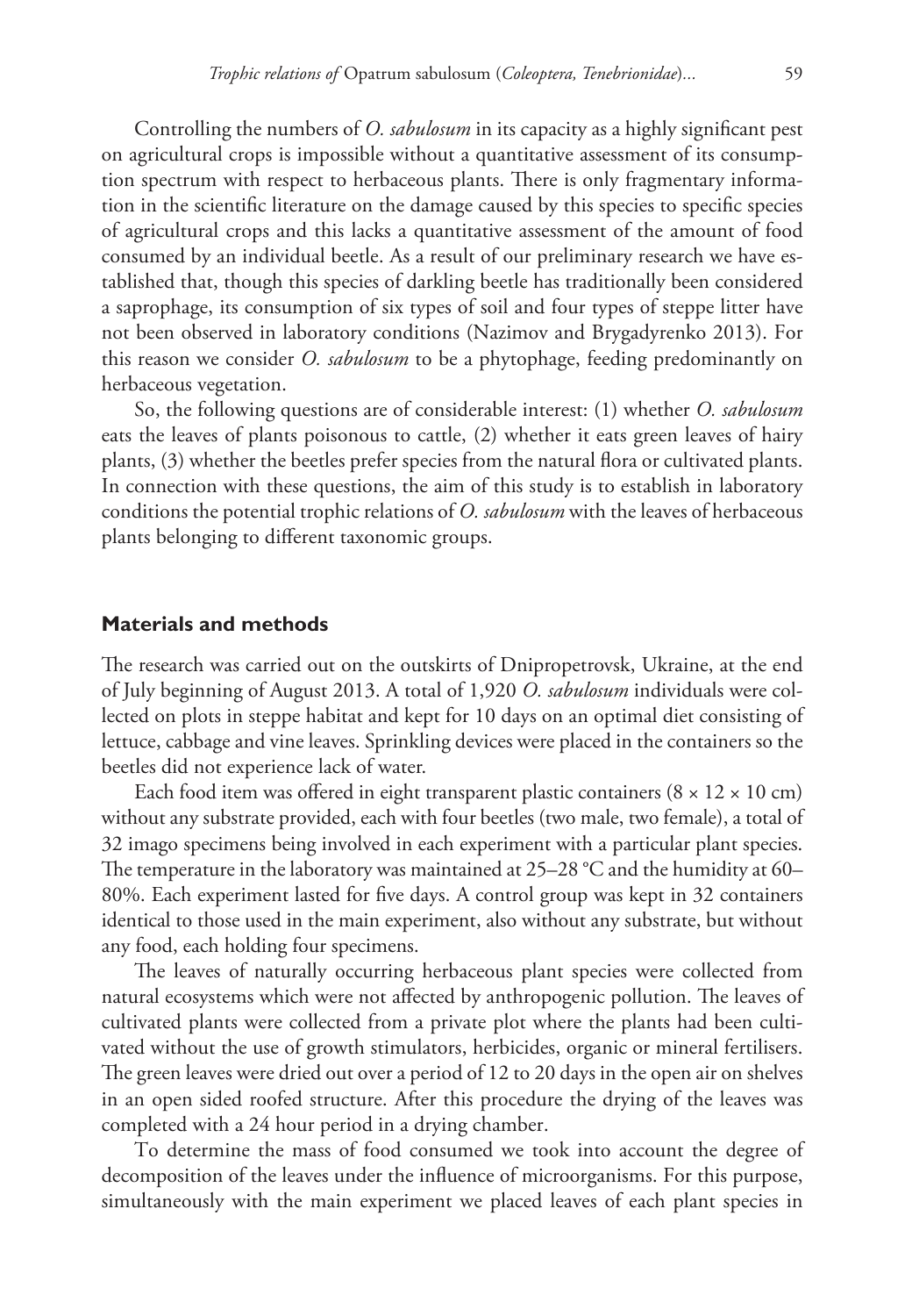Controlling the numbers of *O. sabulosum* in its capacity as a highly significant pest on agricultural crops is impossible without a quantitative assessment of its consumption spectrum with respect to herbaceous plants. There is only fragmentary information in the scientific literature on the damage caused by this species to specific species of agricultural crops and this lacks a quantitative assessment of the amount of food consumed by an individual beetle. As a result of our preliminary research we have established that, though this species of darkling beetle has traditionally been considered a saprophage, its consumption of six types of soil and four types of steppe litter have not been observed in laboratory conditions (Nazimov and Brygadyrenko 2013). For this reason we consider *O. sabulosum* to be a phytophage, feeding predominantly on herbaceous vegetation.

So, the following questions are of considerable interest: (1) whether *O. sabulosum* eats the leaves of plants poisonous to cattle, (2) whether it eats green leaves of hairy plants, (3) whether the beetles prefer species from the natural flora or cultivated plants. In connection with these questions, the aim of this study is to establish in laboratory conditions the potential trophic relations of *O. sabulosum* with the leaves of herbaceous plants belonging to different taxonomic groups.

## Materials and methods

The research was carried out on the outskirts of Dnipropetrovsk, Ukraine, at the end of July beginning of August 2013. A total of 1,920 *O. sabulosum* individuals were collected on plots in steppe habitat and kept for 10 days on an optimal diet consisting of lettuce, cabbage and vine leaves. Sprinkling devices were placed in the containers so the beetles did not experience lack of water.

Each food item was offered in eight transparent plastic containers (8 × 12 × 10 cm) without any substrate provided, each with four beetles (two male, two female), a total of 32 imago specimens being involved in each experiment with a particular plant species. The temperature in the laboratory was maintained at 25–28 °C and the humidity at 60–80%. Each experiment lasted for five days. A control group was kept in 32 containers identical to those used in the main experiment, also without any substrate, but without any food, each holding four specimens.

The leaves of naturally occurring herbaceous plant species were collected from natural ecosystems which were not affected by anthropogenic pollution. The leaves of cultivated plants were collected from a private plot where the plants had been cultivated without the use of growth stimulators, herbicides, organic or mineral fertilisers. The green leaves were dried out over a period of 12 to 20 days in the open air on shelves in an open sided roofed structure. After this procedure the drying of the leaves was completed with a 24 hour period in a drying chamber.

To determine the mass of food consumed we took into account the degree of decomposition of the leaves under the influence of microorganisms. For this purpose, simultaneously with the main experiment we placed leaves of each plant species in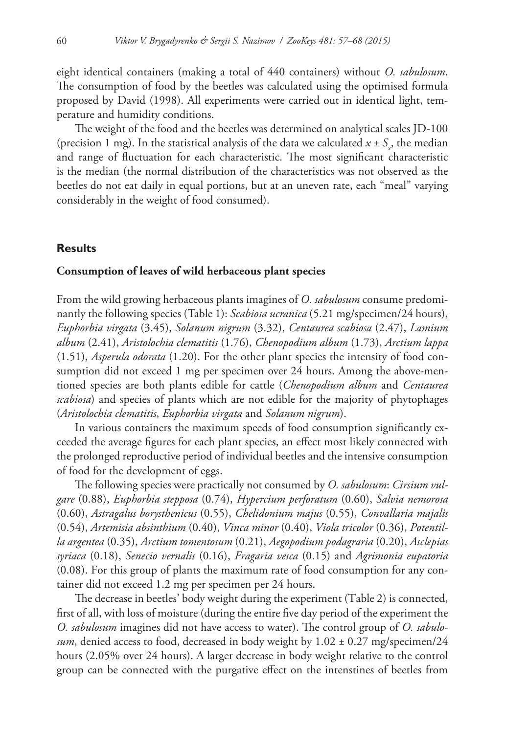eight identical containers (making a total of 440 containers) without *O. sabulosum*. The consumption of food by the beetles was calculated using the optimised formula proposed by David (1998). All experiments were carried out in identical light, temperature and humidity conditions.

The weight of the food and the beetles was determined on analytical scales JD-100 (precision 1 mg). In the statistical analysis of the data we calculated $x \pm S_x$, the median and range of fluctuation for each characteristic. The most significant characteristic is the median (the normal distribution of the characteristics was not observed as the beetles do not eat daily in equal portions, but at an uneven rate, each "meal" varying considerably in the weight of food consumed).

## Results

### Consumption of leaves of wild herbaceous plant species

From the wild growing herbaceous plants imagines of *O. sabulosum* consume predominantly the following species (Table 1): *Scabiosa ucranica* (5.21 mg/specimen/24 hours), *Euphorbia virgata* (3.45), *Solanum nigrum* (3.32), *Centaurea scabiosa* (2.47), *Lamium album* (2.41), *Aristolochia clematitis* (1.76), *Chenopodium album* (1.73), *Arctium lappa* (1.51), *Asperula odorata* (1.20). For the other plant species the intensity of food consumption did not exceed 1 mg per specimen over 24 hours. Among the above-mentioned species are both plants edible for cattle (*Chenopodium album* and *Centaurea scabiosa*) and species of plants which are not edible for the majority of phytophages (*Aristolochia clematitis*, *Euphorbia virgata* and *Solanum nigrum*).

In various containers the maximum speeds of food consumption significantly exceeded the average figures for each plant species, an effect most likely connected with the prolonged reproductive period of individual beetles and the intensive consumption of food for the development of eggs.

The following species were practically not consumed by *O. sabulosum*: *Cirsium vulgare* (0.88), *Euphorbia stepposa* (0.74), *Hypercium perforatum* (0.60), *Salvia nemorosa* (0.60), *Astragalus borysthenicus* (0.55), *Chelidonium majus* (0.55), *Convallaria majalis* (0.54), *Artemisia absinthium* (0.40), *Vinca minor* (0.40), *Viola tricolor* (0.36), *Potentilla argentea* (0.35), *Arctium tomentosum* (0.21), *Aegopodium podagraria* (0.20), *Asclepias syriaca* (0.18), *Senecio vernalis* (0.16), *Fragaria vesca* (0.15) and *Agrimonia eupatoria* (0.08). For this group of plants the maximum rate of food consumption for any container did not exceed 1.2 mg per specimen per 24 hours.

The decrease in beetles' body weight during the experiment (Table 2) is connected, first of all, with loss of moisture (during the entire five day period of the experiment the *O. sabulosum* imagines did not have access to water). The control group of *O. sabulosum*, denied access to food, decreased in body weight by 1.02 ± 0.27 mg/specimen/24 hours (2.05% over 24 hours). A larger decrease in body weight relative to the control group can be connected with the purgative effect on the intenstines of beetles from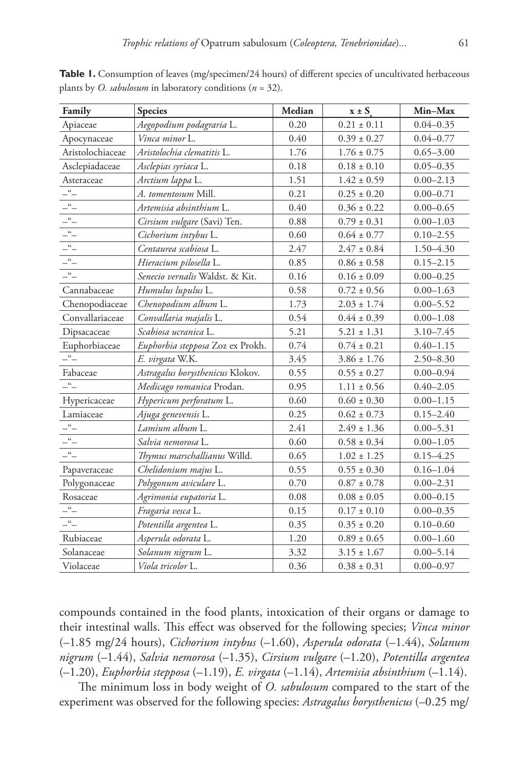**Table 1.** Consumption of leaves (mg/specimen/24 hours) of different species of uncultivated herbaceous plants by *O. sabulosum* in laboratory conditions (*n* = 32).

| Family | Species | Median | $x \pm S_x$ | Min–Max |
|---|---|---|---|---|
| Apiaceae | *Aegopodium podagraria* L. | 0.20 | 0.21 ± 0.11 | 0.04–0.35 |
| Apocynaceae | *Vinca minor* L. | 0.40 | 0.39 ± 0.27 | 0.04–0.77 |
| Aristolochiaceae | *Aristolochia clematitis* L. | 1.76 | 1.76 ± 0.75 | 0.65–3.00 |
| Asclepiadaceae | *Asclepias syriaca* L. | 0.18 | 0.18 ± 0.10 | 0.05–0.35 |
| Asteraceae | *Arctium lappa* L. | 1.51 | 1.42 ± 0.59 | 0.00–2.13 |
| –"– | *A. tomentosum* Mill. | 0.21 | 0.25 ± 0.20 | 0.00–0.71 |
| –"– | *Artemisia absinthium* L. | 0.40 | 0.36 ± 0.22 | 0.00–0.65 |
| –"– | *Cirsium vulgare* (Savi) Ten. | 0.88 | 0.79 ± 0.31 | 0.00–1.03 |
| –"– | *Cichorium intybus* L. | 0.60 | 0.64 ± 0.77 | 0.10–2.55 |
| –"– | *Centaurea scabiosa* L. | 2.47 | 2.47 ± 0.84 | 1.50–4.30 |
| –"– | *Hieracium pilosella* L. | 0.85 | 0.86 ± 0.58 | 0.15–2.15 |
| –"– | *Senecio vernalis* Waldst. & Kit. | 0.16 | 0.16 ± 0.09 | 0.00–0.25 |
| Cannabaceae | *Humulus lupulus* L. | 0.58 | 0.72 ± 0.56 | 0.00–1.63 |
| Chenopodiaceae | *Chenopodium album* L. | 1.73 | 2.03 ± 1.74 | 0.00–5.52 |
| Convallariaceae | *Convallaria majalis* L. | 0.54 | 0.44 ± 0.39 | 0.00–1.08 |
| Dipsacaceae | *Scabiosa ucranica* L. | 5.21 | 5.21 ± 1.31 | 3.10–7.45 |
| Euphorbiaceae | *Euphorbia stepposa* Zoz ex Prokh. | 0.74 | 0.74 ± 0.21 | 0.40–1.15 |
| –"– | *E. virgata* W.K. | 3.45 | 3.86 ± 1.76 | 2.50–8.30 |
| Fabaceae | *Astragalus borysthenicus* Klokov. | 0.55 | 0.55 ± 0.27 | 0.00–0.94 |
| –"– | *Medicago romanica* Prodan. | 0.95 | 1.11 ± 0.56 | 0.40–2.05 |
| Hypericaceae | *Hypericum perforatum* L. | 0.60 | 0.60 ± 0.30 | 0.00–1.15 |
| Lamiaceae | *Ajuga genevensis* L. | 0.25 | 0.62 ± 0.73 | 0.15–2.40 |
| –"– | *Lamium album* L. | 2.41 | 2.49 ± 1.36 | 0.00–5.31 |
| –"– | *Salvia nemorosa* L. | 0.60 | 0.58 ± 0.34 | 0.00–1.05 |
| –"– | *Thymus marschallianus* Willd. | 0.65 | 1.02 ± 1.25 | 0.15–4.25 |
| Papaveraceae | *Chelidonium majus* L. | 0.55 | 0.55 ± 0.30 | 0.16–1.04 |
| Polygonaceae | *Polygonum aviculare* L. | 0.70 | 0.87 ± 0.78 | 0.00–2.31 |
| Rosaceae | *Agrimonia eupatoria* L. | 0.08 | 0.08 ± 0.05 | 0.00–0.15 |
| –"– | *Fragaria vesca* L. | 0.15 | 0.17 ± 0.10 | 0.00–0.35 |
| –"– | *Potentilla argentea* L. | 0.35 | 0.35 ± 0.20 | 0.10–0.60 |
| Rubiaceae | *Asperula odorata* L. | 1.20 | 0.89 ± 0.65 | 0.00–1.60 |
| Solanaceae | *Solanum nigrum* L. | 3.32 | 3.15 ± 1.67 | 0.00–5.14 |
| Violaceae | *Viola tricolor* L. | 0.36 | 0.38 ± 0.31 | 0.00–0.97 |

compounds contained in the food plants, intoxication of their organs or damage to their intestinal walls. This effect was observed for the following species; *Vinca minor* (–1.85 mg/24 hours), *Cichorium intybus* (–1.60), *Asperula odorata* (–1.44), *Solanum nigrum* (–1.44), *Salvia nemorosa* (–1.35), *Cirsium vulgare* (–1.20), *Potentilla argentea* (–1.20), *Euphorbia stepposa* (–1.19), *E. virgata* (–1.14), *Artemisia absinthium* (–1.14).

The minimum loss in body weight of *O. sabulosum* compared to the start of the experiment was observed for the following species: *Astragalus borysthenicus* (–0.25 mg/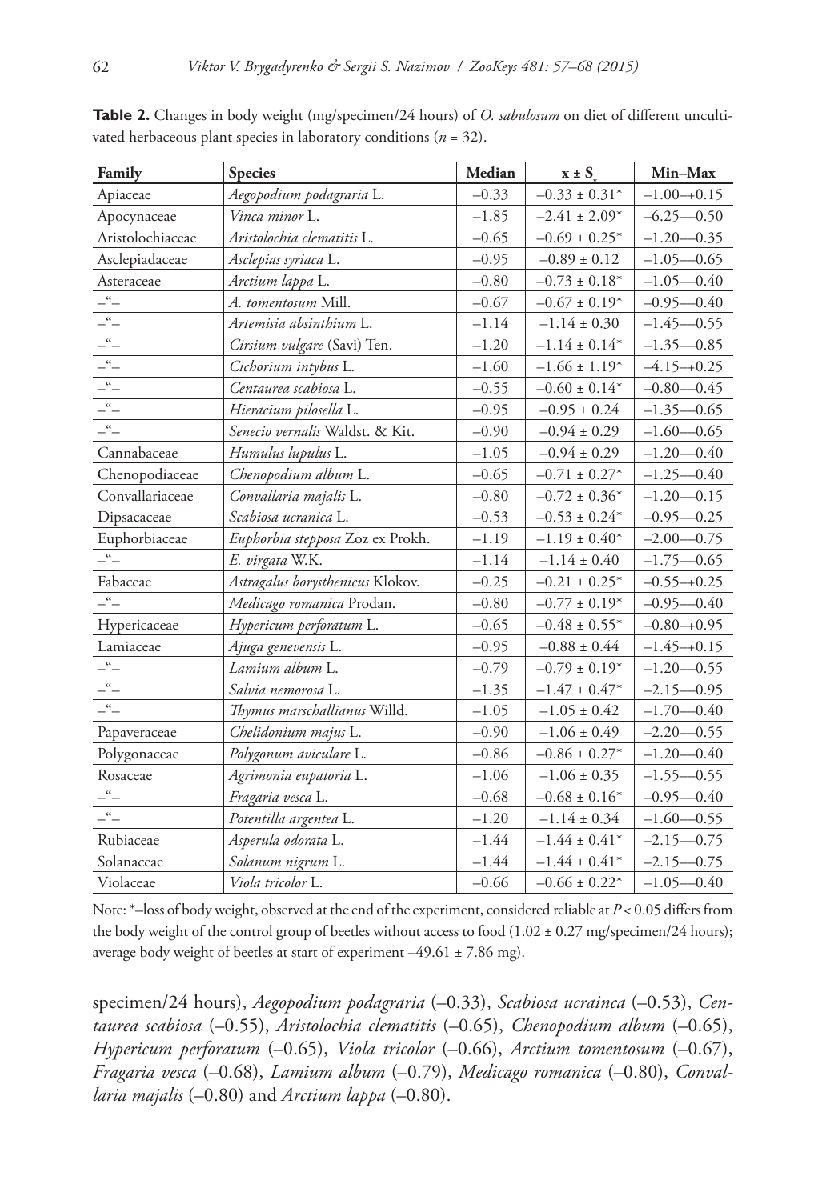**Table 2.** Changes in body weight (mg/specimen/24 hours) of *O. sabulosum* on diet of different uncultivated herbaceous plant species in laboratory conditions ($n$ = 32).

| Family | Species | Median | $x \pm S_x$ | Min–Max |
|---|---|---|---|---|
| Apiaceae | *Aegopodium podagraria* L. | –0.33 | –0.33 ± 0.31* | –1.00–+0.15 |
| Apocynaceae | *Vinca minor* L. | –1.85 | –2.41 ± 2.09* | –6.25—0.50 |
| Aristolochiaceae | *Aristolochia clematitis* L. | –0.65 | –0.69 ± 0.25* | –1.20—0.35 |
| Asclepiadaceae | *Asclepias syriaca* L. | –0.95 | –0.89 ± 0.12 | –1.05—0.65 |
| Asteraceae | *Arctium lappa* L. | –0.80 | –0.73 ± 0.18* | –1.05—0.40 |
| –“– | *A. tomentosum* Mill. | –0.67 | –0.67 ± 0.19* | –0.95—0.40 |
| –“– | *Artemisia absinthium* L. | –1.14 | –1.14 ± 0.30 | –1.45—0.55 |
| –“– | *Cirsium vulgare* (Savi) Ten. | –1.20 | –1.14 ± 0.14* | –1.35—0.85 |
| –“– | *Cichorium intybus* L. | –1.60 | –1.66 ± 1.19* | –4.15–+0.25 |
| –“– | *Centaurea scabiosa* L. | –0.55 | –0.60 ± 0.14* | –0.80—0.45 |
| –“– | *Hieracium pilosella* L. | –0.95 | –0.95 ± 0.24 | –1.35—0.65 |
| –“– | *Senecio vernalis* Waldst. & Kit. | –0.90 | –0.94 ± 0.29 | –1.60—0.65 |
| Cannabaceae | *Humulus lupulus* L. | –1.05 | –0.94 ± 0.29 | –1.20—0.40 |
| Chenopodiaceae | *Chenopodium album* L. | –0.65 | –0.71 ± 0.27* | –1.25—0.40 |
| Convallariaceae | *Convallaria majalis* L. | –0.80 | –0.72 ± 0.36* | –1.20—0.15 |
| Dipsacaceae | *Scabiosa ucranica* L. | –0.53 | –0.53 ± 0.24* | –0.95—0.25 |
| Euphorbiaceae | *Euphorbia stepposa* Zoz ex Prokh. | –1.19 | –1.19 ± 0.40* | –2.00—0.75 |
| –“– | *E. virgata* W.K. | –1.14 | –1.14 ± 0.40 | –1.75—0.65 |
| Fabaceae | *Astragalus borysthenicus* Klokov. | –0.25 | –0.21 ± 0.25* | –0.55–+0.25 |
| –“– | *Medicago romanica* Prodan. | –0.80 | –0.77 ± 0.19* | –0.95—0.40 |
| Hypericaceae | *Hypericum perforatum* L. | –0.65 | –0.48 ± 0.55* | –0.80–+0.95 |
| Lamiaceae | *Ajuga genevensis* L. | –0.95 | –0.88 ± 0.44 | –1.45–+0.15 |
| –“– | *Lamium album* L. | –0.79 | –0.79 ± 0.19* | –1.20—0.55 |
| –“– | *Salvia nemorosa* L. | –1.35 | –1.47 ± 0.47* | –2.15—0.95 |
| –“– | *Thymus marschallianus* Willd. | –1.05 | –1.05 ± 0.42 | –1.70—0.40 |
| Papaveraceae | *Chelidonium majus* L. | –0.90 | –1.06 ± 0.49 | –2.20—0.55 |
| Polygonaceae | *Polygonum aviculare* L. | –0.86 | –0.86 ± 0.27* | –1.20—0.40 |
| Rosaceae | *Agrimonia eupatoria* L. | –1.06 | –1.06 ± 0.35 | –1.55—0.55 |
| –“– | *Fragaria vesca* L. | –0.68 | –0.68 ± 0.16* | –0.95—0.40 |
| –“– | *Potentilla argentea* L. | –1.20 | –1.14 ± 0.34 | –1.60—0.55 |
| Rubiaceae | *Asperula odorata* L. | –1.44 | –1.44 ± 0.41* | –2.15—0.75 |
| Solanaceae | *Solanum nigrum* L. | –1.44 | –1.44 ± 0.41* | –2.15—0.75 |
| Violaceae | *Viola tricolor* L. | –0.66 | –0.66 ± 0.22* | –1.05—0.40 |

Note: *–loss of body weight, observed at the end of the experiment, considered reliable at $P < 0.05$ differs from the body weight of the control group of beetles without access to food (1.02 ± 0.27 mg/specimen/24 hours); average body weight of beetles at start of experiment –49.61 ± 7.86 mg).

specimen/24 hours), *Aegopodium podagraria* (–0.33), *Scabiosa ucrainca* (–0.53), *Centaurea scabiosa* (–0.55), *Aristolochia clematitis* (–0.65), *Chenopodium album* (–0.65), *Hypericum perforatum* (–0.65), *Viola tricolor* (–0.66), *Arctium tomentosum* (–0.67), *Fragaria vesca* (–0.68), *Lamium album* (–0.79), *Medicago romanica* (–0.80), *Convallaria majalis* (–0.80) and *Arctium lappa* (–0.80).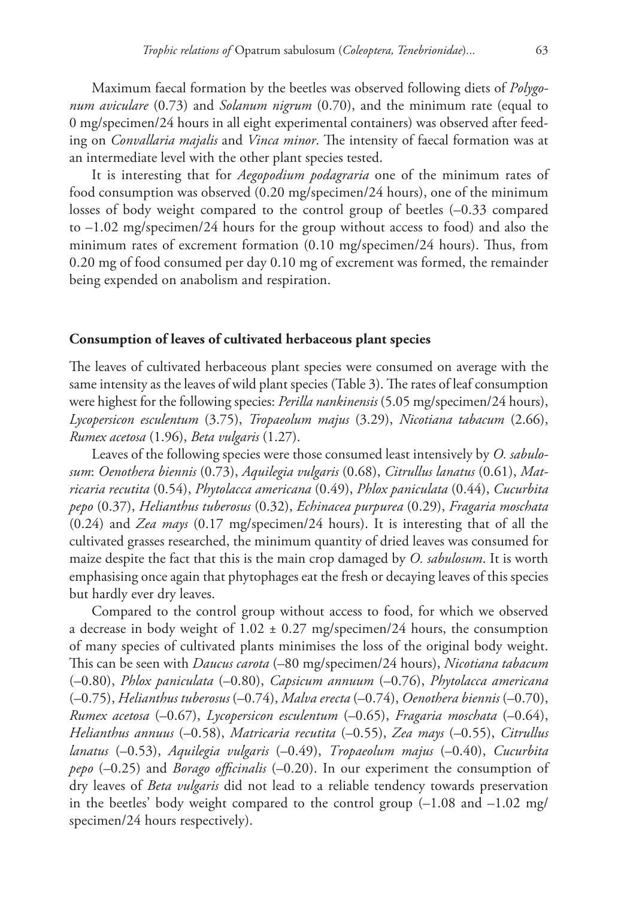Maximum faecal formation by the beetles was observed following diets of *Polygonum aviculare* (0.73) and *Solanum nigrum* (0.70), and the minimum rate (equal to 0 mg/specimen/24 hours in all eight experimental containers) was observed after feeding on *Convallaria majalis* and *Vinca minor*. The intensity of faecal formation was at an intermediate level with the other plant species tested.

It is interesting that for *Aegopodium podagraria* one of the minimum rates of food consumption was observed (0.20 mg/specimen/24 hours), one of the minimum losses of body weight compared to the control group of beetles (–0.33 compared to –1.02 mg/specimen/24 hours for the group without access to food) and also the minimum rates of excrement formation (0.10 mg/specimen/24 hours). Thus, from 0.20 mg of food consumed per day 0.10 mg of excrement was formed, the remainder being expended on anabolism and respiration.

### Consumption of leaves of cultivated herbaceous plant species

The leaves of cultivated herbaceous plant species were consumed on average with the same intensity as the leaves of wild plant species (Table 3). The rates of leaf consumption were highest for the following species: *Perilla nankinensis* (5.05 mg/specimen/24 hours), *Lycopersicon esculentum* (3.75), *Tropaeolum majus* (3.29), *Nicotiana tabacum* (2.66), *Rumex acetosa* (1.96), *Beta vulgaris* (1.27).

Leaves of the following species were those consumed least intensively by *O. sabulosum*: *Oenothera biennis* (0.73), *Aquilegia vulgaris* (0.68), *Citrullus lanatus* (0.61), *Matricaria recutita* (0.54), *Phytolacca americana* (0.49), *Phlox paniculata* (0.44), *Cucurbita pepo* (0.37), *Helianthus tuberosus* (0.32), *Echinacea purpurea* (0.29), *Fragaria moschata* (0.24) and *Zea mays* (0.17 mg/specimen/24 hours). It is interesting that of all the cultivated grasses researched, the minimum quantity of dried leaves was consumed for maize despite the fact that this is the main crop damaged by *O. sabulosum*. It is worth emphasising once again that phytophages eat the fresh or decaying leaves of this species but hardly ever dry leaves.

Compared to the control group without access to food, for which we observed a decrease in body weight of 1.02 ± 0.27 mg/specimen/24 hours, the consumption of many species of cultivated plants minimises the loss of the original body weight. This can be seen with *Daucus carota* (–80 mg/specimen/24 hours), *Nicotiana tabacum* (–0.80), *Phlox paniculata* (–0.80), *Capsicum annuum* (–0.76), *Phytolacca americana* (–0.75), *Helianthus tuberosus* (–0.74), *Malva erecta* (–0.74), *Oenothera biennis* (–0.70), *Rumex acetosa* (–0.67), *Lycopersicon esculentum* (–0.65), *Fragaria moschata* (–0.64), *Helianthus annuus* (–0.58), *Matricaria recutita* (–0.55), *Zea mays* (–0.55), *Citrullus lanatus* (–0.53), *Aquilegia vulgaris* (–0.49), *Tropaeolum majus* (–0.40), *Cucurbita pepo* (–0.25) and *Borago officinalis* (–0.20). In our experiment the consumption of dry leaves of *Beta vulgaris* did not lead to a reliable tendency towards preservation in the beetles' body weight compared to the control group (–1.08 and –1.02 mg/specimen/24 hours respectively).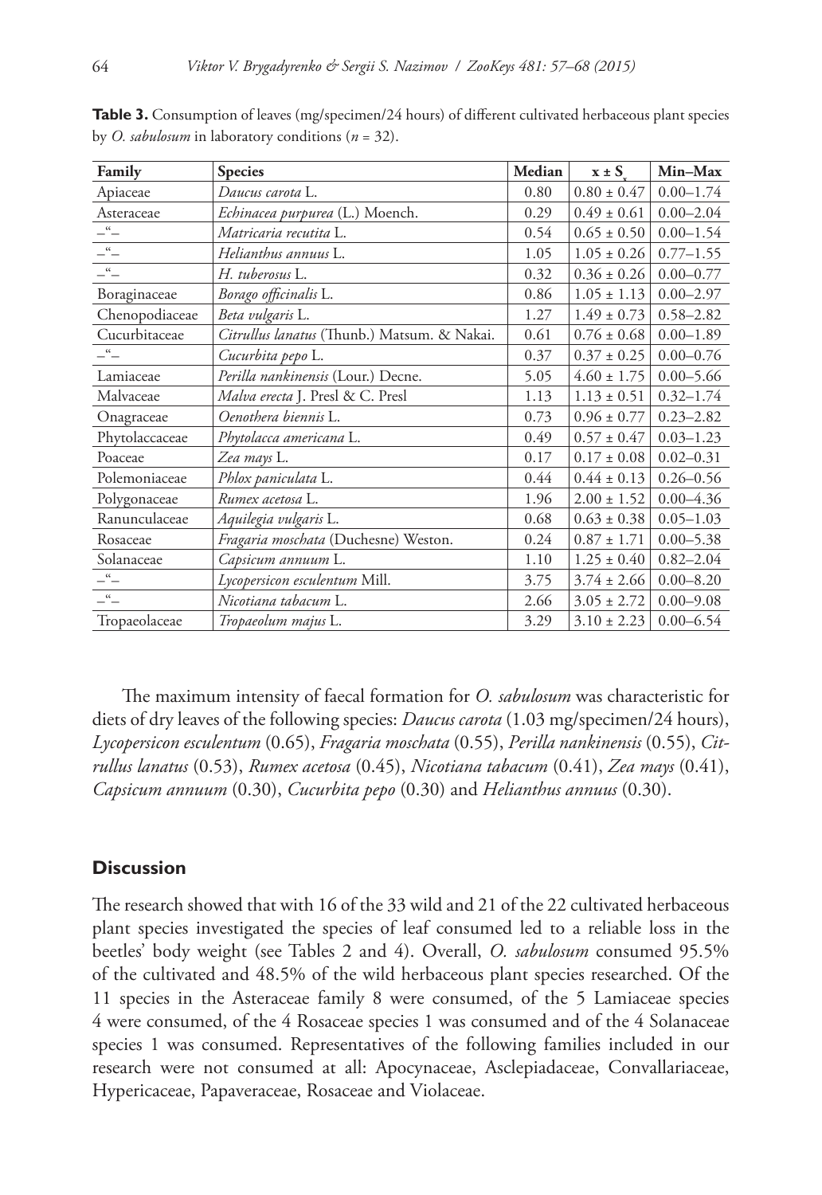**Table 3.** Consumption of leaves (mg/specimen/24 hours) of different cultivated herbaceous plant species by *O. sabulosum* in laboratory conditions (*n* = 32).

| Family | Species | Median | $x \pm S_x$ | Min–Max |
|---|---|---|---|---|
| Apiaceae | *Daucus carota* L. | 0.80 | 0.80 ± 0.47 | 0.00–1.74 |
| Asteraceae | *Echinacea purpurea* (L.) Moench. | 0.29 | 0.49 ± 0.61 | 0.00–2.04 |
| –“– | *Matricaria recutita* L. | 0.54 | 0.65 ± 0.50 | 0.00–1.54 |
| –“– | *Helianthus annuus* L. | 1.05 | 1.05 ± 0.26 | 0.77–1.55 |
| –“– | *H. tuberosus* L. | 0.32 | 0.36 ± 0.26 | 0.00–0.77 |
| Boraginaceae | *Borago officinalis* L. | 0.86 | 1.05 ± 1.13 | 0.00–2.97 |
| Chenopodiaceae | *Beta vulgaris* L. | 1.27 | 1.49 ± 0.73 | 0.58–2.82 |
| Cucurbitaceae | *Citrullus lanatus* (Thunb.) Matsum. & Nakai. | 0.61 | 0.76 ± 0.68 | 0.00–1.89 |
| –“– | *Cucurbita pepo* L. | 0.37 | 0.37 ± 0.25 | 0.00–0.76 |
| Lamiaceae | *Perilla nankinensis* (Lour.) Decne. | 5.05 | 4.60 ± 1.75 | 0.00–5.66 |
| Malvaceae | *Malva erecta* J. Presl & C. Presl | 1.13 | 1.13 ± 0.51 | 0.32–1.74 |
| Onagraceae | *Oenothera biennis* L. | 0.73 | 0.96 ± 0.77 | 0.23–2.82 |
| Phytolaccaceae | *Phytolacca americana* L. | 0.49 | 0.57 ± 0.47 | 0.03–1.23 |
| Poaceae | *Zea mays* L. | 0.17 | 0.17 ± 0.08 | 0.02–0.31 |
| Polemoniaceae | *Phlox paniculata* L. | 0.44 | 0.44 ± 0.13 | 0.26–0.56 |
| Polygonaceae | *Rumex acetosa* L. | 1.96 | 2.00 ± 1.52 | 0.00–4.36 |
| Ranunculaceae | *Aquilegia vulgaris* L. | 0.68 | 0.63 ± 0.38 | 0.05–1.03 |
| Rosaceae | *Fragaria moschata* (Duchesne) Weston. | 0.24 | 0.87 ± 1.71 | 0.00–5.38 |
| Solanaceae | *Capsicum annuum* L. | 1.10 | 1.25 ± 0.40 | 0.82–2.04 |
| –“– | *Lycopersicon esculentum* Mill. | 3.75 | 3.74 ± 2.66 | 0.00–8.20 |
| –“– | *Nicotiana tabacum* L. | 2.66 | 3.05 ± 2.72 | 0.00–9.08 |
| Tropaeolaceae | *Tropaeolum majus* L. | 3.29 | 3.10 ± 2.23 | 0.00–6.54 |

The maximum intensity of faecal formation for *O. sabulosum* was characteristic for diets of dry leaves of the following species: *Daucus carota* (1.03 mg/specimen/24 hours), *Lycopersicon esculentum* (0.65), *Fragaria moschata* (0.55), *Perilla nankinensis* (0.55), *Citrullus lanatus* (0.53), *Rumex acetosa* (0.45), *Nicotiana tabacum* (0.41), *Zea mays* (0.41), *Capsicum annuum* (0.30), *Cucurbita pepo* (0.30) and *Helianthus annuus* (0.30).

## Discussion

The research showed that with 16 of the 33 wild and 21 of the 22 cultivated herbaceous plant species investigated the species of leaf consumed led to a reliable loss in the beetles' body weight (see Tables 2 and 4). Overall, *O. sabulosum* consumed 95.5% of the cultivated and 48.5% of the wild herbaceous plant species researched. Of the 11 species in the Asteraceae family 8 were consumed, of the 5 Lamiaceae species 4 were consumed, of the 4 Rosaceae species 1 was consumed and of the 4 Solanaceae species 1 was consumed. Representatives of the following families included in our research were not consumed at all: Apocynaceae, Asclepiadaceae, Convallariaceae, Hypericaceae, Papaveraceae, Rosaceae and Violaceae.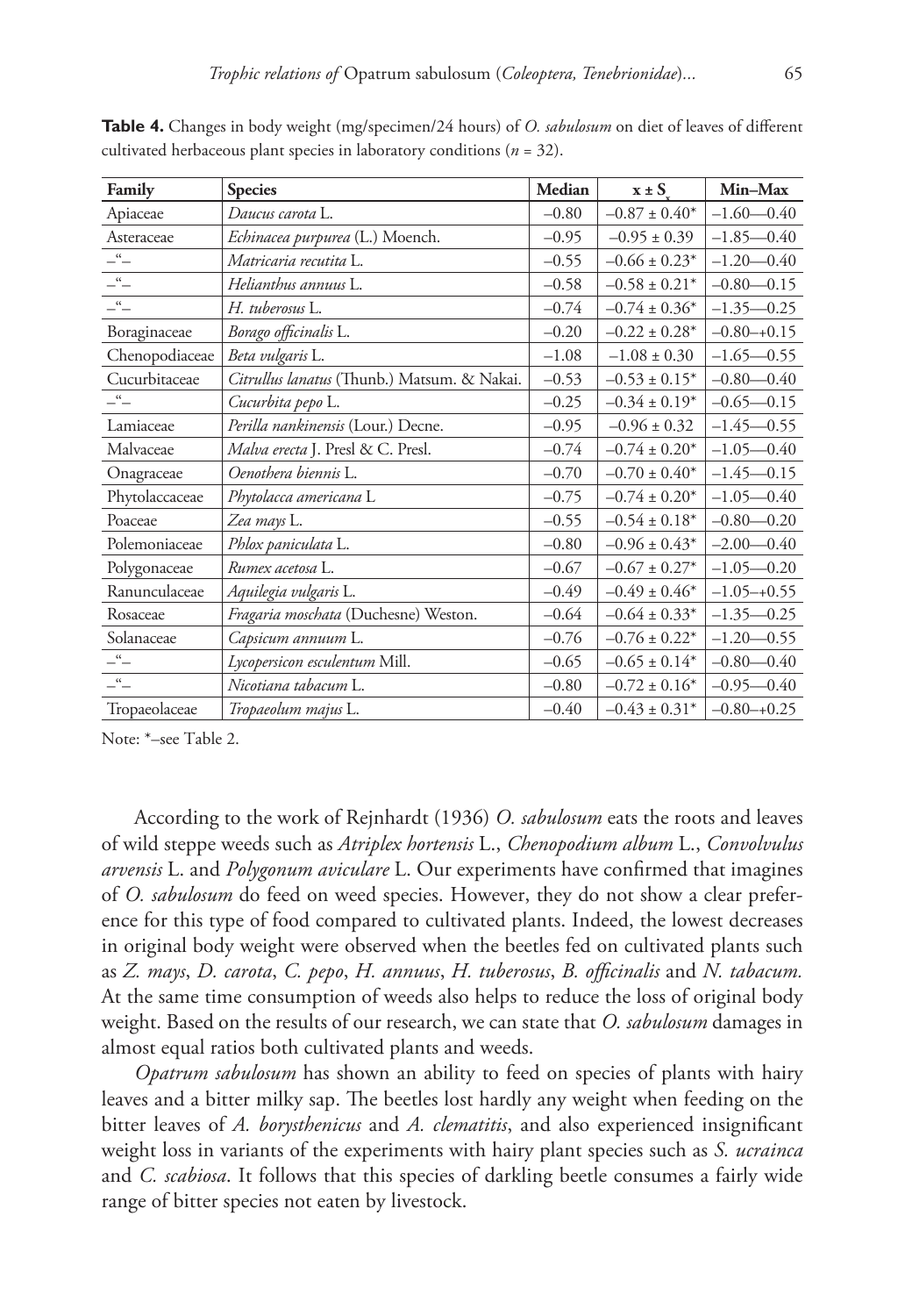**Table 4.** Changes in body weight (mg/specimen/24 hours) of *O. sabulosum* on diet of leaves of different cultivated herbaceous plant species in laboratory conditions (*n* = 32).

| Family | Species | Median | $x \pm S_x$ | Min–Max |
|---|---|---|---|---|
| Apiaceae | *Daucus carota* L. | –0.80 | –0.87 ± 0.40* | –1.60—0.40 |
| Asteraceae | *Echinacea purpurea* (L.) Moench. | –0.95 | –0.95 ± 0.39 | –1.85—0.40 |
| –"– | *Matricaria recutita* L. | –0.55 | –0.66 ± 0.23* | –1.20—0.40 |
| –"– | *Helianthus annuus* L. | –0.58 | –0.58 ± 0.21* | –0.80—0.15 |
| –"– | *H. tuberosus* L. | –0.74 | –0.74 ± 0.36* | –1.35—0.25 |
| Boraginaceae | *Borago officinalis* L. | –0.20 | –0.22 ± 0.28* | –0.80–+0.15 |
| Chenopodiaceae | *Beta vulgaris* L. | –1.08 | –1.08 ± 0.30 | –1.65—0.55 |
| Cucurbitaceae | *Citrullus lanatus* (Thunb.) Matsum. & Nakai. | –0.53 | –0.53 ± 0.15* | –0.80—0.40 |
| –"– | *Cucurbita pepo* L. | –0.25 | –0.34 ± 0.19* | –0.65—0.15 |
| Lamiaceae | *Perilla nankinensis* (Lour.) Decne. | –0.95 | –0.96 ± 0.32 | –1.45—0.55 |
| Malvaceae | *Malva erecta* J. Presl & C. Presl. | –0.74 | –0.74 ± 0.20* | –1.05—0.40 |
| Onagraceae | *Oenothera biennis* L. | –0.70 | –0.70 ± 0.40* | –1.45—0.15 |
| Phytolaccaceae | *Phytolacca americana* L | –0.75 | –0.74 ± 0.20* | –1.05—0.40 |
| Poaceae | *Zea mays* L. | –0.55 | –0.54 ± 0.18* | –0.80—0.20 |
| Polemoniaceae | *Phlox paniculata* L. | –0.80 | –0.96 ± 0.43* | –2.00—0.40 |
| Polygonaceae | *Rumex acetosa* L. | –0.67 | –0.67 ± 0.27* | –1.05—0.20 |
| Ranunculaceae | *Aquilegia vulgaris* L. | –0.49 | –0.49 ± 0.46* | –1.05–+0.55 |
| Rosaceae | *Fragaria moschata* (Duchesne) Weston. | –0.64 | –0.64 ± 0.33* | –1.35—0.25 |
| Solanaceae | *Capsicum annuum* L. | –0.76 | –0.76 ± 0.22* | –1.20—0.55 |
| –"– | *Lycopersicon esculentum* Mill. | –0.65 | –0.65 ± 0.14* | –0.80—0.40 |
| –"– | *Nicotiana tabacum* L. | –0.80 | –0.72 ± 0.16* | –0.95—0.40 |
| Tropaeolaceae | *Tropaeolum majus* L. | –0.40 | –0.43 ± 0.31* | –0.80–+0.25 |

Note: *–see Table 2.

According to the work of Rejnhardt (1936) *O. sabulosum* eats the roots and leaves of wild steppe weeds such as *Atriplex hortensis* L., *Chenopodium album* L., *Convolvulus arvensis* L. and *Polygonum aviculare* L. Our experiments have confirmed that imagines of *O. sabulosum* do feed on weed species. However, they do not show a clear preference for this type of food compared to cultivated plants. Indeed, the lowest decreases in original body weight were observed when the beetles fed on cultivated plants such as *Z. mays*, *D. carota*, *C. pepo*, *H. annuus*, *H. tuberosus*, *B. officinalis* and *N. tabacum.* At the same time consumption of weeds also helps to reduce the loss of original body weight. Based on the results of our research, we can state that *O. sabulosum* damages in almost equal ratios both cultivated plants and weeds.

*Opatrum sabulosum* has shown an ability to feed on species of plants with hairy leaves and a bitter milky sap. The beetles lost hardly any weight when feeding on the bitter leaves of *A. borysthenicus* and *A. clematitis*, and also experienced insignificant weight loss in variants of the experiments with hairy plant species such as *S. ucrainca* and *C. scabiosa*. It follows that this species of darkling beetle consumes a fairly wide range of bitter species not eaten by livestock.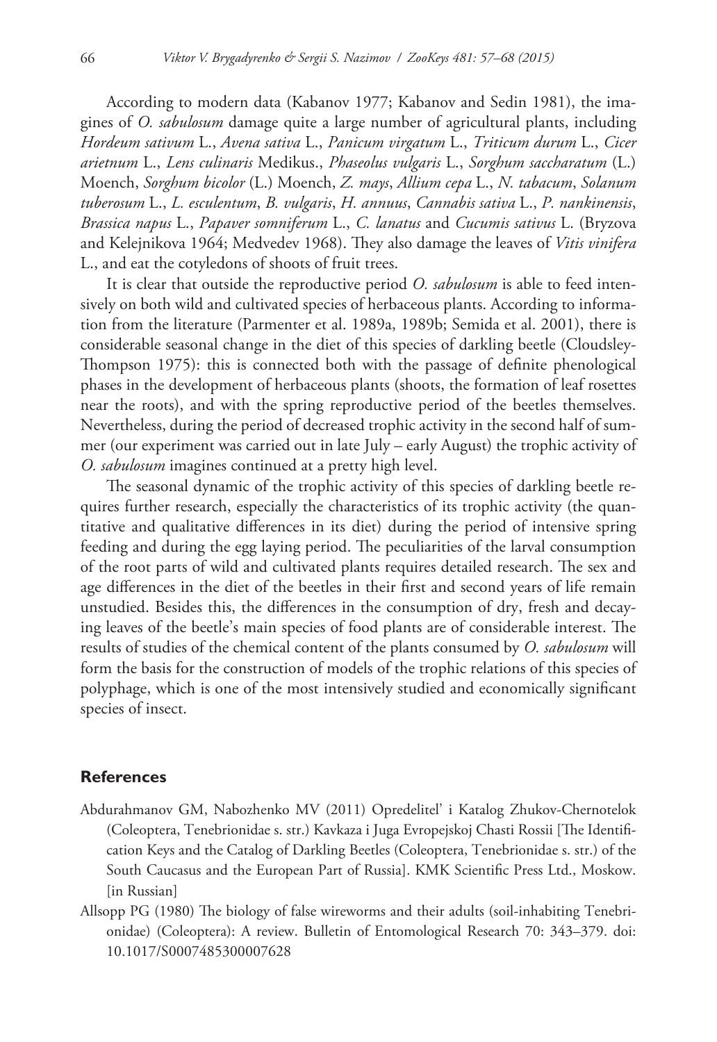According to modern data (Kabanov 1977; Kabanov and Sedin 1981), the imagines of *O. sabulosum* damage quite a large number of agricultural plants, including *Hordeum sativum* L., *Avena sativa* L., *Panicum virgatum* L., *Triticum durum* L., *Cicer arietnum* L., *Lens culinaris* Medikus., *Phaseolus vulgaris* L., *Sorghum saccharatum* (L.) Moench, *Sorghum bicolor* (L.) Moench, *Z. mays*, *Allium cepa* L., *N. tabacum*, *Solanum tuberosum* L., *L. esculentum*, *B. vulgaris*, *H. annuus*, *Cannabis sativa* L., *P. nankinensis*, *Brassica napus* L., *Papaver somniferum* L., *C. lanatus* and *Cucumis sativus* L. (Bryzova and Kelejnikova 1964; Medvedev 1968). They also damage the leaves of *Vitis vinifera* L., and eat the cotyledons of shoots of fruit trees.

It is clear that outside the reproductive period *O. sabulosum* is able to feed intensively on both wild and cultivated species of herbaceous plants. According to information from the literature (Parmenter et al. 1989a, 1989b; Semida et al. 2001), there is considerable seasonal change in the diet of this species of darkling beetle (Cloudsley-Thompson 1975): this is connected both with the passage of definite phenological phases in the development of herbaceous plants (shoots, the formation of leaf rosettes near the roots), and with the spring reproductive period of the beetles themselves. Nevertheless, during the period of decreased trophic activity in the second half of summer (our experiment was carried out in late July – early August) the trophic activity of *O. sabulosum* imagines continued at a pretty high level.

The seasonal dynamic of the trophic activity of this species of darkling beetle requires further research, especially the characteristics of its trophic activity (the quantitative and qualitative differences in its diet) during the period of intensive spring feeding and during the egg laying period. The peculiarities of the larval consumption of the root parts of wild and cultivated plants requires detailed research. The sex and age differences in the diet of the beetles in their first and second years of life remain unstudied. Besides this, the differences in the consumption of dry, fresh and decaying leaves of the beetle's main species of food plants are of considerable interest. The results of studies of the chemical content of the plants consumed by *O. sabulosum* will form the basis for the construction of models of the trophic relations of this species of polyphage, which is one of the most intensively studied and economically significant species of insect.

## References

Abdurahmanov GM, Nabozhenko MV (2011) Opredelitel' i Katalog Zhukov-Chernotelok (Coleoptera, Tenebrionidae s. str.) Kavkaza i Juga Evropejskoj Chasti Rossii [The Identification Keys and the Catalog of Darkling Beetles (Coleoptera, Tenebrionidae s. str.) of the South Caucasus and the European Part of Russia]. KMK Scientific Press Ltd., Moskow. [in Russian]

Allsopp PG (1980) The biology of false wireworms and their adults (soil-inhabiting Tenebrionidae) (Coleoptera): A review. Bulletin of Entomological Research 70: 343–379. doi: 10.1017/S0007485300007628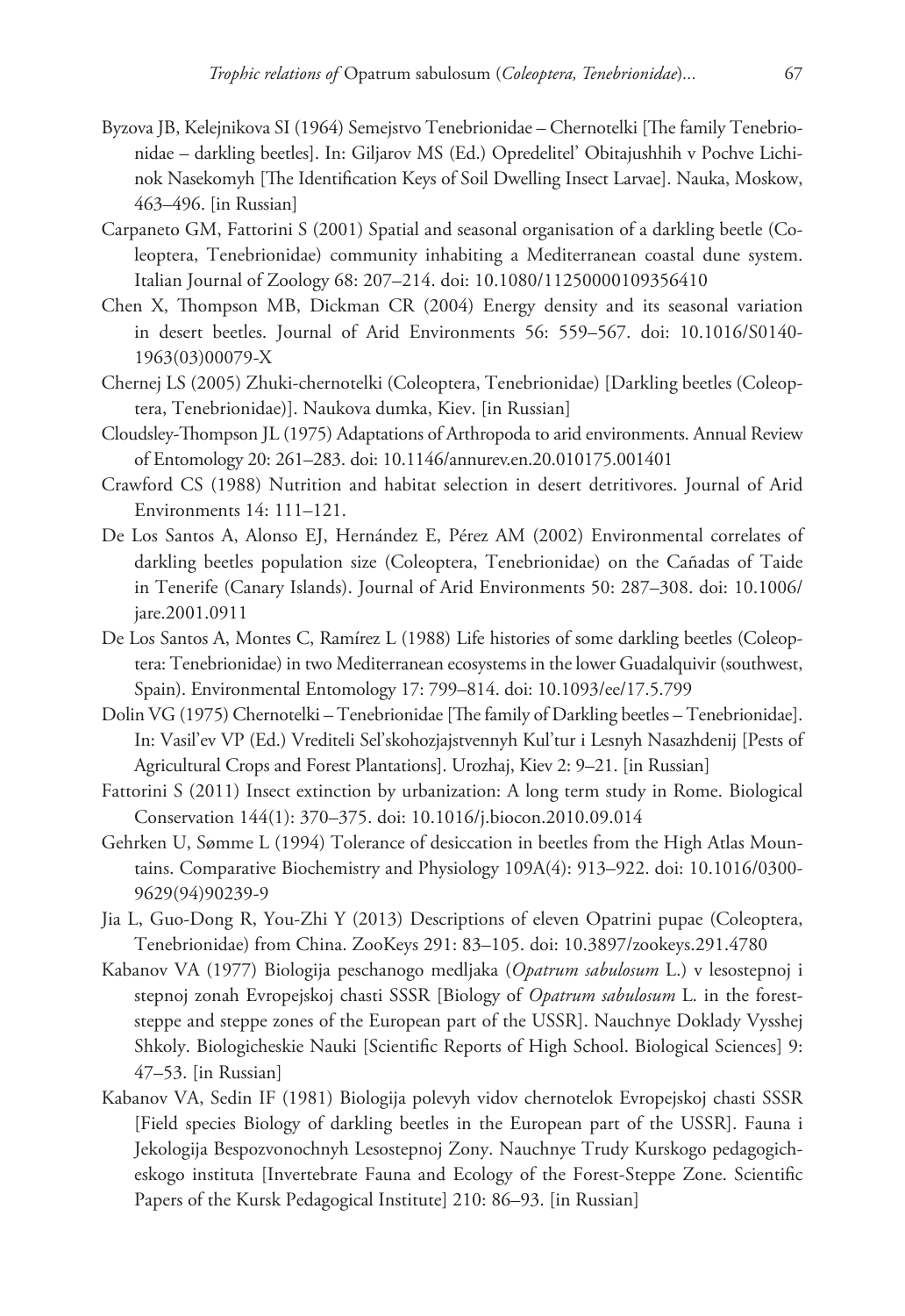Byzova JB, Kelejnikova SI (1964) Semejstvo Tenebrionidae – Chernotelki [The family Tenebrionidae – darkling beetles]. In: Giljarov MS (Ed.) Opredelitel' Obitajushhih v Pochve Lichinok Nasekomyh [The Identification Keys of Soil Dwelling Insect Larvae]. Nauka, Moskow, 463–496. [in Russian]

Carpaneto GM, Fattorini S (2001) Spatial and seasonal organisation of a darkling beetle (Coleoptera, Tenebrionidae) community inhabiting a Mediterranean coastal dune system. Italian Journal of Zoology 68: 207–214. doi: 10.1080/11250000109356410

Chen X, Thompson MB, Dickman CR (2004) Energy density and its seasonal variation in desert beetles. Journal of Arid Environments 56: 559–567. doi: 10.1016/S0140-1963(03)00079-X

Chernej LS (2005) Zhuki-chernotelki (Coleoptera, Tenebrionidae) [Darkling beetles (Coleoptera, Tenebrionidae)]. Naukova dumka, Kiev. [in Russian]

Cloudsley-Thompson JL (1975) Adaptations of Arthropoda to arid environments. Annual Review of Entomology 20: 261–283. doi: 10.1146/annurev.en.20.010175.001401

Crawford CS (1988) Nutrition and habitat selection in desert detritivores. Journal of Arid Environments 14: 111–121.

De Los Santos A, Alonso EJ, Hernández E, Pérez AM (2002) Environmental correlates of darkling beetles population size (Coleoptera, Tenebrionidae) on the Cañadas of Taide in Tenerife (Canary Islands). Journal of Arid Environments 50: 287–308. doi: 10.1006/jare.2001.0911

De Los Santos A, Montes C, Ramírez L (1988) Life histories of some darkling beetles (Coleoptera: Tenebrionidae) in two Mediterranean ecosystems in the lower Guadalquivir (southwest, Spain). Environmental Entomology 17: 799–814. doi: 10.1093/ee/17.5.799

Dolin VG (1975) Chernotelki – Tenebrionidae [The family of Darkling beetles – Tenebrionidae]. In: Vasil'ev VP (Ed.) Vrediteli Sel'skohozjajstvennyh Kul'tur i Lesnyh Nasazhdenij [Pests of Agricultural Crops and Forest Plantations]. Urozhaj, Kiev 2: 9–21. [in Russian]

Fattorini S (2011) Insect extinction by urbanization: A long term study in Rome. Biological Conservation 144(1): 370–375. doi: 10.1016/j.biocon.2010.09.014

Gehrken U, Sømme L (1994) Tolerance of desiccation in beetles from the High Atlas Mountains. Comparative Biochemistry and Physiology 109A(4): 913–922. doi: 10.1016/0300-9629(94)90239-9

Jia L, Guo-Dong R, You-Zhi Y (2013) Descriptions of eleven Opatrini pupae (Coleoptera, Tenebrionidae) from China. ZooKeys 291: 83–105. doi: 10.3897/zookeys.291.4780

Kabanov VA (1977) Biologija peschanogo medljaka (*Opatrum sabulosum* L.) v lesostepnoj i stepnoj zonah Evropejskoj chasti SSSR [Biology of *Opatrum sabulosum* L. in the forest-steppe and steppe zones of the European part of the USSR]. Nauchnye Doklady Vysshej Shkoly. Biologicheskie Nauki [Scientific Reports of High School. Biological Sciences] 9: 47–53. [in Russian]

Kabanov VA, Sedin IF (1981) Biologija polevyh vidov chernotelok Evropejskoj chasti SSSR [Field species Biology of darkling beetles in the European part of the USSR]. Fauna i Jekologija Bespozvonochnyh Lesostepnoj Zony. Nauchnye Trudy Kurskogo pedagogicheskogo instituta [Invertebrate Fauna and Ecology of the Forest-Steppe Zone. Scientific Papers of the Kursk Pedagogical Institute] 210: 86–93. [in Russian]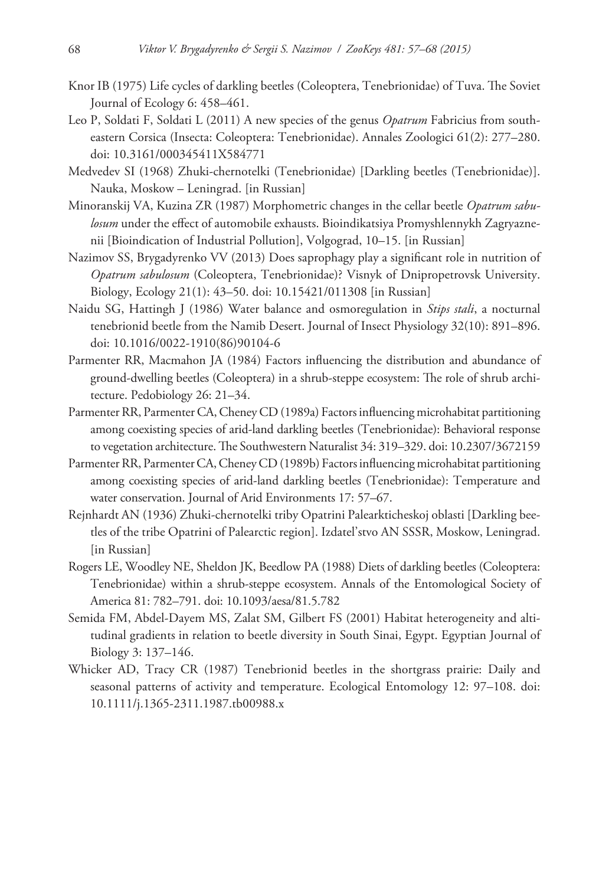Knor IB (1975) Life cycles of darkling beetles (Coleoptera, Tenebrionidae) of Tuva. The Soviet Journal of Ecology 6: 458–461.

Leo P, Soldati F, Soldati L (2011) A new species of the genus *Opatrum* Fabricius from south-eastern Corsica (Insecta: Coleoptera: Tenebrionidae). Annales Zoologici 61(2): 277–280. doi: 10.3161/000345411X584771

Medvedev SI (1968) Zhuki-chernotelki (Tenebrionidae) [Darkling beetles (Tenebrionidae)]. Nauka, Moskow – Leningrad. [in Russian]

Minoranskij VA, Kuzina ZR (1987) Morphometric changes in the cellar beetle *Opatrum sabulosum* under the effect of automobile exhausts. Bioindikatsiya Promyshlennykh Zagryaznenii [Bioindication of Industrial Pollution], Volgograd, 10–15. [in Russian]

Nazimov SS, Brygadyrenko VV (2013) Does saprophagy play a significant role in nutrition of *Opatrum sabulosum* (Coleoptera, Tenebrionidae)? Visnyk of Dnipropetrovsk University. Biology, Ecology 21(1): 43–50. doi: 10.15421/011308 [in Russian]

Naidu SG, Hattingh J (1986) Water balance and osmoregulation in *Stips stali*, a nocturnal tenebrionid beetle from the Namib Desert. Journal of Insect Physiology 32(10): 891–896. doi: 10.1016/0022-1910(86)90104-6

Parmenter RR, Macmahon JA (1984) Factors influencing the distribution and abundance of ground-dwelling beetles (Coleoptera) in a shrub-steppe ecosystem: The role of shrub architecture. Pedobiology 26: 21–34.

Parmenter RR, Parmenter CA, Cheney CD (1989a) Factors influencing microhabitat partitioning among coexisting species of arid-land darkling beetles (Tenebrionidae): Behavioral response to vegetation architecture. The Southwestern Naturalist 34: 319–329. doi: 10.2307/3672159

Parmenter RR, Parmenter CA, Cheney CD (1989b) Factors influencing microhabitat partitioning among coexisting species of arid-land darkling beetles (Tenebrionidae): Temperature and water conservation. Journal of Arid Environments 17: 57–67.

Rejnhardt AN (1936) Zhuki-chernotelki triby Opatrini Palearkticheskoj oblasti [Darkling beetles of the tribe Opatrini of Palearctic region]. Izdatel'stvo AN SSSR, Moskow, Leningrad. [in Russian]

Rogers LE, Woodley NE, Sheldon JK, Beedlow PA (1988) Diets of darkling beetles (Coleoptera: Tenebrionidae) within a shrub-steppe ecosystem. Annals of the Entomological Society of America 81: 782–791. doi: 10.1093/aesa/81.5.782

Semida FM, Abdel-Dayem MS, Zalat SM, Gilbert FS (2001) Habitat heterogeneity and altitudinal gradients in relation to beetle diversity in South Sinai, Egypt. Egyptian Journal of Biology 3: 137–146.

Whicker AD, Tracy CR (1987) Tenebrionid beetles in the shortgrass prairie: Daily and seasonal patterns of activity and temperature. Ecological Entomology 12: 97–108. doi: 10.1111/j.1365-2311.1987.tb00988.x